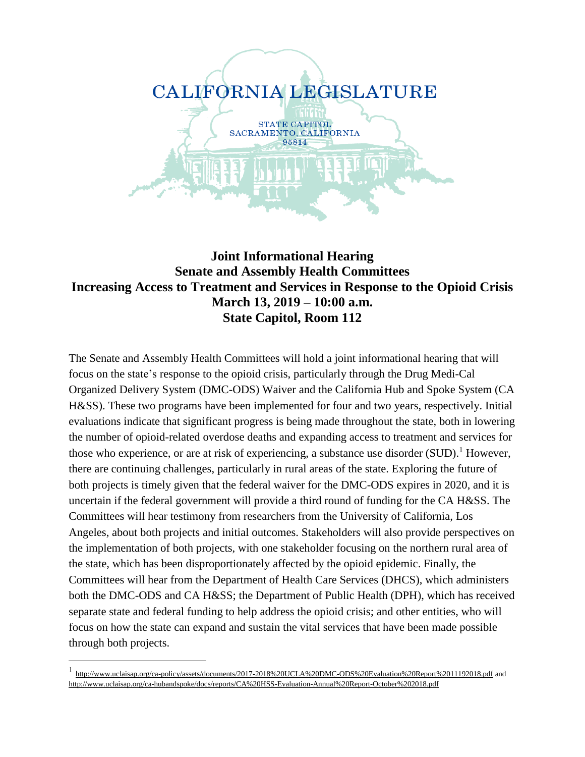CALIFORNIA LEGISLATURE

STATE CAPITOL
SACRAMENTO, CALIFORNIA
95814

# Joint Informational Hearing
## Senate and Assembly Health Committees
## Increasing Access to Treatment and Services in Response to the Opioid Crisis
**March 13, 2019 – 10:00 a.m.**
**State Capitol, Room 112**

The Senate and Assembly Health Committees will hold a joint informational hearing that will focus on the state's response to the opioid crisis, particularly through the Drug Medi-Cal Organized Delivery System (DMC-ODS) Waiver and the California Hub and Spoke System (CA H&SS). These two programs have been implemented for four and two years, respectively. Initial evaluations indicate that significant progress is being made throughout the state, both in lowering the number of opioid-related overdose deaths and expanding access to treatment and services for those who experience, or are at risk of experiencing, a substance use disorder (SUD).[1] However, there are continuing challenges, particularly in rural areas of the state. Exploring the future of both projects is timely given that the federal waiver for the DMC-ODS expires in 2020, and it is uncertain if the federal government will provide a third round of funding for the CA H&SS. The Committees will hear testimony from researchers from the University of California, Los Angeles, about both projects and initial outcomes. Stakeholders will also provide perspectives on the implementation of both projects, with one stakeholder focusing on the northern rural area of the state, which has been disproportionately affected by the opioid epidemic. Finally, the Committees will hear from the Department of Health Care Services (DHCS), which administers both the DMC-ODS and CA H&SS; the Department of Public Health (DPH), which has received separate state and federal funding to help address the opioid crisis; and other entities, who will focus on how the state can expand and sustain the vital services that have been made possible through both projects.

---

[1] http://www.uclaisap.org/ca-policy/assets/documents/2017-2018%20UCLA%20DMC-ODS%20Evaluation%20Report%2011192018.pdf and http://www.uclaisap.org/ca-hubandspoke/docs/reports/CA%20HSS-Evaluation-Annual%20Report-October%202018.pdf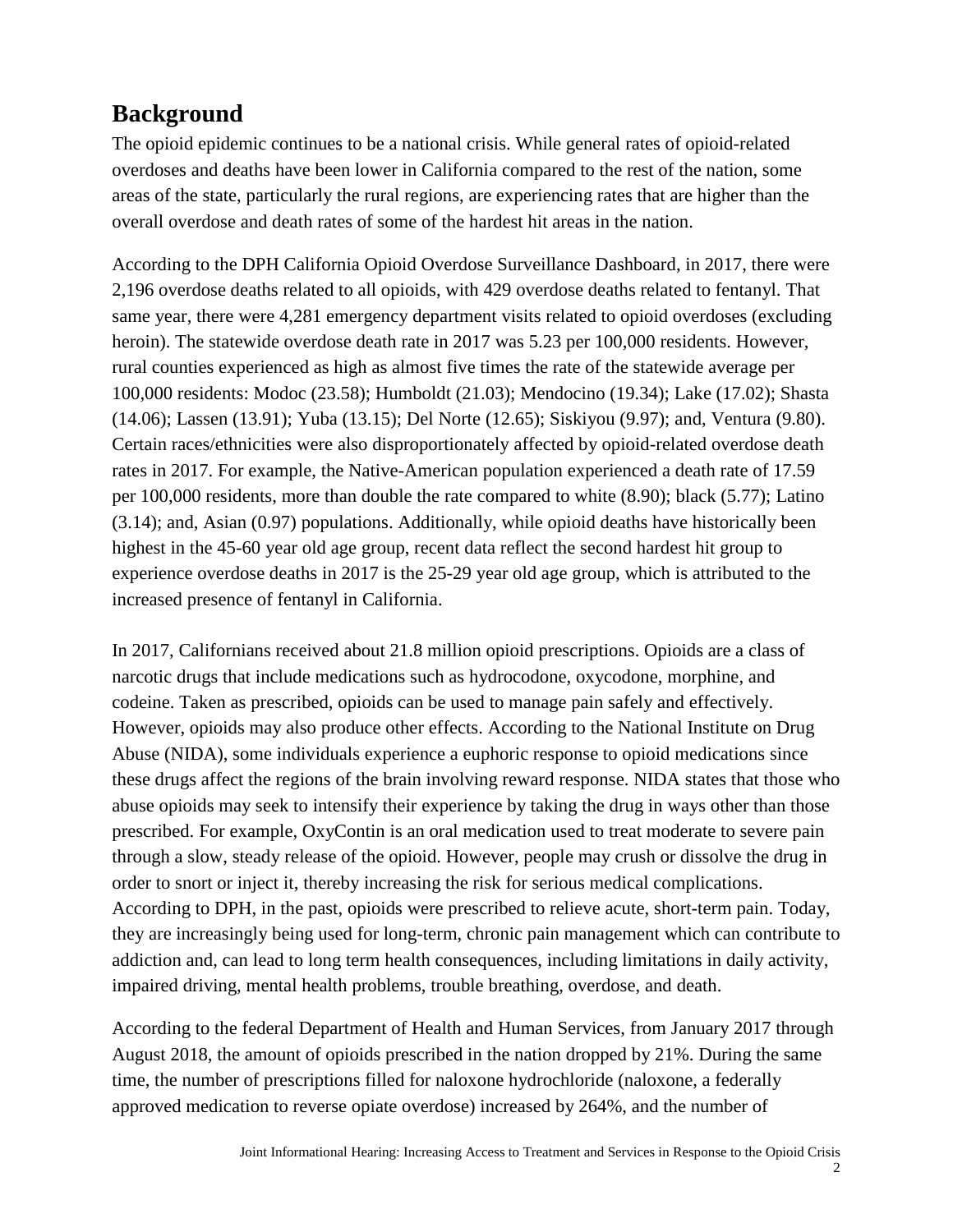## Background

The opioid epidemic continues to be a national crisis. While general rates of opioid-related overdoses and deaths have been lower in California compared to the rest of the nation, some areas of the state, particularly the rural regions, are experiencing rates that are higher than the overall overdose and death rates of some of the hardest hit areas in the nation.

According to the DPH California Opioid Overdose Surveillance Dashboard, in 2017, there were 2,196 overdose deaths related to all opioids, with 429 overdose deaths related to fentanyl. That same year, there were 4,281 emergency department visits related to opioid overdoses (excluding heroin). The statewide overdose death rate in 2017 was 5.23 per 100,000 residents. However, rural counties experienced as high as almost five times the rate of the statewide average per 100,000 residents: Modoc (23.58); Humboldt (21.03); Mendocino (19.34); Lake (17.02); Shasta (14.06); Lassen (13.91); Yuba (13.15); Del Norte (12.65); Siskiyou (9.97); and, Ventura (9.80). Certain races/ethnicities were also disproportionately affected by opioid-related overdose death rates in 2017. For example, the Native-American population experienced a death rate of 17.59 per 100,000 residents, more than double the rate compared to white (8.90); black (5.77); Latino (3.14); and, Asian (0.97) populations. Additionally, while opioid deaths have historically been highest in the 45-60 year old age group, recent data reflect the second hardest hit group to experience overdose deaths in 2017 is the 25-29 year old age group, which is attributed to the increased presence of fentanyl in California.

In 2017, Californians received about 21.8 million opioid prescriptions. Opioids are a class of narcotic drugs that include medications such as hydrocodone, oxycodone, morphine, and codeine. Taken as prescribed, opioids can be used to manage pain safely and effectively. However, opioids may also produce other effects. According to the National Institute on Drug Abuse (NIDA), some individuals experience a euphoric response to opioid medications since these drugs affect the regions of the brain involving reward response. NIDA states that those who abuse opioids may seek to intensify their experience by taking the drug in ways other than those prescribed. For example, OxyContin is an oral medication used to treat moderate to severe pain through a slow, steady release of the opioid. However, people may crush or dissolve the drug in order to snort or inject it, thereby increasing the risk for serious medical complications. According to DPH, in the past, opioids were prescribed to relieve acute, short-term pain. Today, they are increasingly being used for long-term, chronic pain management which can contribute to addiction and, can lead to long term health consequences, including limitations in daily activity, impaired driving, mental health problems, trouble breathing, overdose, and death.

According to the federal Department of Health and Human Services, from January 2017 through August 2018, the amount of opioids prescribed in the nation dropped by 21%. During the same time, the number of prescriptions filled for naloxone hydrochloride (naloxone, a federally approved medication to reverse opiate overdose) increased by 264%, and the number of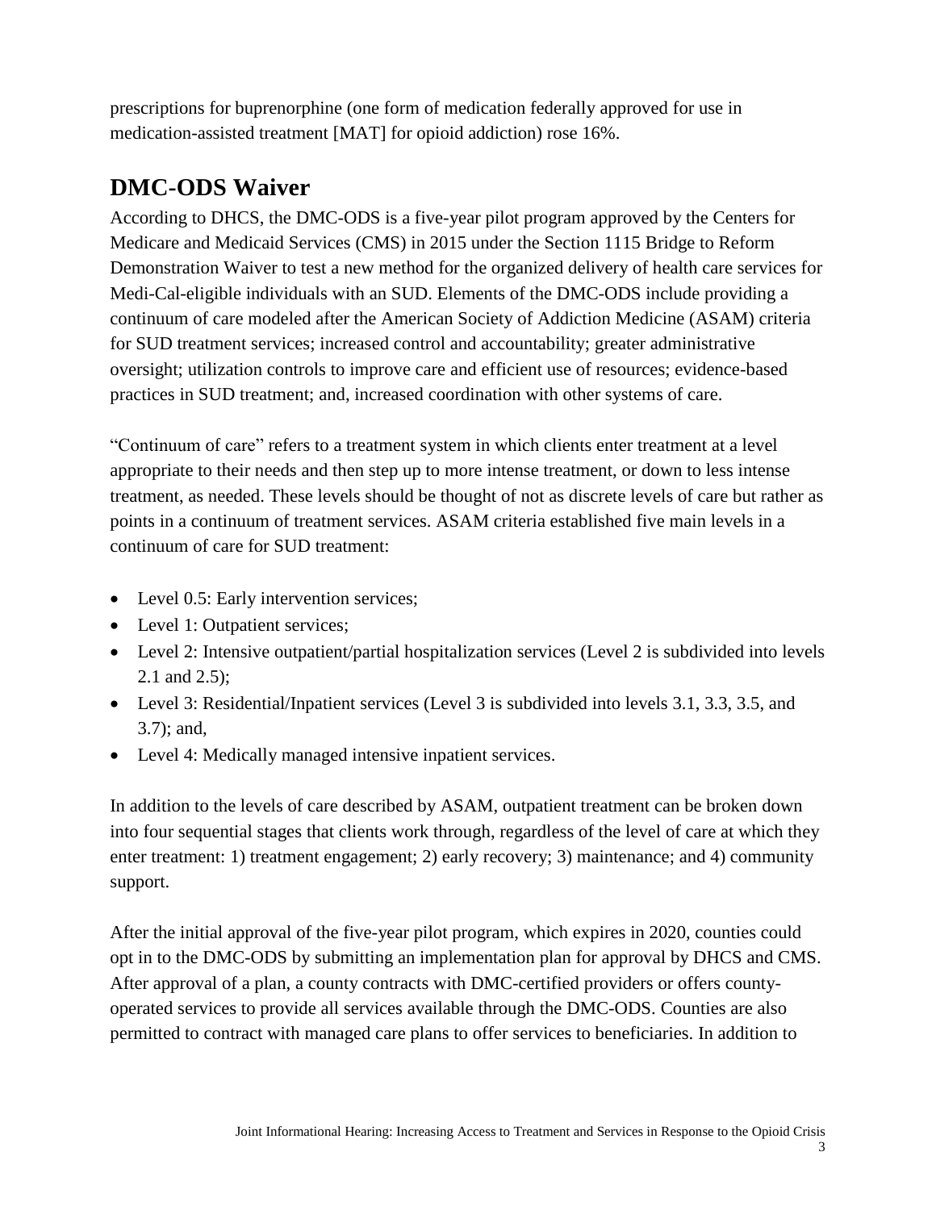prescriptions for buprenorphine (one form of medication federally approved for use in medication-assisted treatment [MAT] for opioid addiction) rose 16%.

## DMC-ODS Waiver

According to DHCS, the DMC-ODS is a five-year pilot program approved by the Centers for Medicare and Medicaid Services (CMS) in 2015 under the Section 1115 Bridge to Reform Demonstration Waiver to test a new method for the organized delivery of health care services for Medi-Cal-eligible individuals with an SUD. Elements of the DMC-ODS include providing a continuum of care modeled after the American Society of Addiction Medicine (ASAM) criteria for SUD treatment services; increased control and accountability; greater administrative oversight; utilization controls to improve care and efficient use of resources; evidence-based practices in SUD treatment; and, increased coordination with other systems of care.

"Continuum of care" refers to a treatment system in which clients enter treatment at a level appropriate to their needs and then step up to more intense treatment, or down to less intense treatment, as needed. These levels should be thought of not as discrete levels of care but rather as points in a continuum of treatment services. ASAM criteria established five main levels in a continuum of care for SUD treatment:

- Level 0.5: Early intervention services;
- Level 1: Outpatient services;
- Level 2: Intensive outpatient/partial hospitalization services (Level 2 is subdivided into levels 2.1 and 2.5);
- Level 3: Residential/Inpatient services (Level 3 is subdivided into levels 3.1, 3.3, 3.5, and 3.7); and,
- Level 4: Medically managed intensive inpatient services.

In addition to the levels of care described by ASAM, outpatient treatment can be broken down into four sequential stages that clients work through, regardless of the level of care at which they enter treatment: 1) treatment engagement; 2) early recovery; 3) maintenance; and 4) community support.

After the initial approval of the five-year pilot program, which expires in 2020, counties could opt in to the DMC-ODS by submitting an implementation plan for approval by DHCS and CMS. After approval of a plan, a county contracts with DMC-certified providers or offers county-operated services to provide all services available through the DMC-ODS. Counties are also permitted to contract with managed care plans to offer services to beneficiaries. In addition to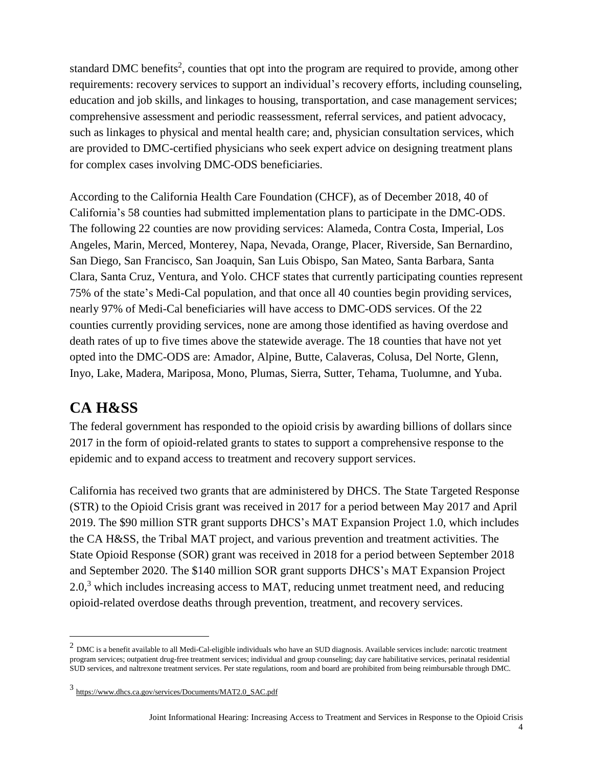standard DMC benefits[2], counties that opt into the program are required to provide, among other requirements: recovery services to support an individual's recovery efforts, including counseling, education and job skills, and linkages to housing, transportation, and case management services; comprehensive assessment and periodic reassessment, referral services, and patient advocacy, such as linkages to physical and mental health care; and, physician consultation services, which are provided to DMC-certified physicians who seek expert advice on designing treatment plans for complex cases involving DMC-ODS beneficiaries.

According to the California Health Care Foundation (CHCF), as of December 2018, 40 of California's 58 counties had submitted implementation plans to participate in the DMC-ODS. The following 22 counties are now providing services: Alameda, Contra Costa, Imperial, Los Angeles, Marin, Merced, Monterey, Napa, Nevada, Orange, Placer, Riverside, San Bernardino, San Diego, San Francisco, San Joaquin, San Luis Obispo, San Mateo, Santa Barbara, Santa Clara, Santa Cruz, Ventura, and Yolo. CHCF states that currently participating counties represent 75% of the state's Medi-Cal population, and that once all 40 counties begin providing services, nearly 97% of Medi-Cal beneficiaries will have access to DMC-ODS services. Of the 22 counties currently providing services, none are among those identified as having overdose and death rates of up to five times above the statewide average. The 18 counties that have not yet opted into the DMC-ODS are: Amador, Alpine, Butte, Calaveras, Colusa, Del Norte, Glenn, Inyo, Lake, Madera, Mariposa, Mono, Plumas, Sierra, Sutter, Tehama, Tuolumne, and Yuba.

## CA H&SS

The federal government has responded to the opioid crisis by awarding billions of dollars since 2017 in the form of opioid-related grants to states to support a comprehensive response to the epidemic and to expand access to treatment and recovery support services.

California has received two grants that are administered by DHCS. The State Targeted Response (STR) to the Opioid Crisis grant was received in 2017 for a period between May 2017 and April 2019. The $90 million STR grant supports DHCS's MAT Expansion Project 1.0, which includes the CA H&SS, the Tribal MAT project, and various prevention and treatment activities. The State Opioid Response (SOR) grant was received in 2018 for a period between September 2018 and September 2020. The $140 million SOR grant supports DHCS's MAT Expansion Project 2.0,[3] which includes increasing access to MAT, reducing unmet treatment need, and reducing opioid-related overdose deaths through prevention, treatment, and recovery services.

---

[2] DMC is a benefit available to all Medi-Cal-eligible individuals who have an SUD diagnosis. Available services include: narcotic treatment program services; outpatient drug-free treatment services; individual and group counseling; day care habilitative services, perinatal residential SUD services, and naltrexone treatment services. Per state regulations, room and board are prohibited from being reimbursable through DMC.

[3] https://www.dhcs.ca.gov/services/Documents/MAT2.0_SAC.pdf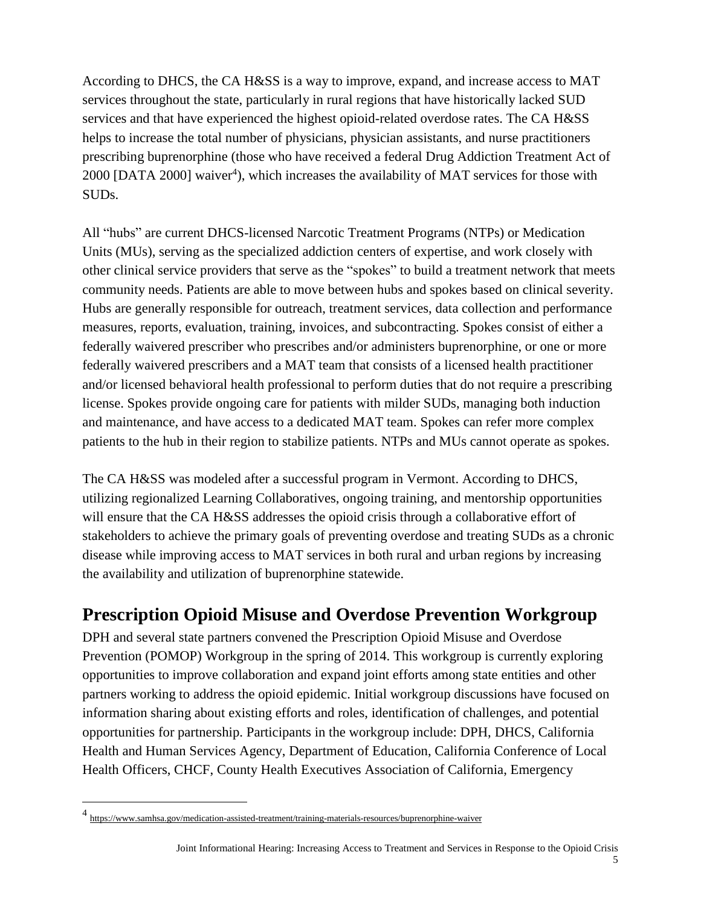According to DHCS, the CA H&SS is a way to improve, expand, and increase access to MAT services throughout the state, particularly in rural regions that have historically lacked SUD services and that have experienced the highest opioid-related overdose rates. The CA H&SS helps to increase the total number of physicians, physician assistants, and nurse practitioners prescribing buprenorphine (those who have received a federal Drug Addiction Treatment Act of 2000 [DATA 2000] waiver[4]), which increases the availability of MAT services for those with SUDs.

All "hubs" are current DHCS-licensed Narcotic Treatment Programs (NTPs) or Medication Units (MUs), serving as the specialized addiction centers of expertise, and work closely with other clinical service providers that serve as the "spokes" to build a treatment network that meets community needs. Patients are able to move between hubs and spokes based on clinical severity. Hubs are generally responsible for outreach, treatment services, data collection and performance measures, reports, evaluation, training, invoices, and subcontracting. Spokes consist of either a federally waivered prescriber who prescribes and/or administers buprenorphine, or one or more federally waivered prescribers and a MAT team that consists of a licensed health practitioner and/or licensed behavioral health professional to perform duties that do not require a prescribing license. Spokes provide ongoing care for patients with milder SUDs, managing both induction and maintenance, and have access to a dedicated MAT team. Spokes can refer more complex patients to the hub in their region to stabilize patients. NTPs and MUs cannot operate as spokes.

The CA H&SS was modeled after a successful program in Vermont. According to DHCS, utilizing regionalized Learning Collaboratives, ongoing training, and mentorship opportunities will ensure that the CA H&SS addresses the opioid crisis through a collaborative effort of stakeholders to achieve the primary goals of preventing overdose and treating SUDs as a chronic disease while improving access to MAT services in both rural and urban regions by increasing the availability and utilization of buprenorphine statewide.

## Prescription Opioid Misuse and Overdose Prevention Workgroup

DPH and several state partners convened the Prescription Opioid Misuse and Overdose Prevention (POMOP) Workgroup in the spring of 2014. This workgroup is currently exploring opportunities to improve collaboration and expand joint efforts among state entities and other partners working to address the opioid epidemic. Initial workgroup discussions have focused on information sharing about existing efforts and roles, identification of challenges, and potential opportunities for partnership. Participants in the workgroup include: DPH, DHCS, California Health and Human Services Agency, Department of Education, California Conference of Local Health Officers, CHCF, County Health Executives Association of California, Emergency

[4] https://www.samhsa.gov/medication-assisted-treatment/training-materials-resources/buprenorphine-waiver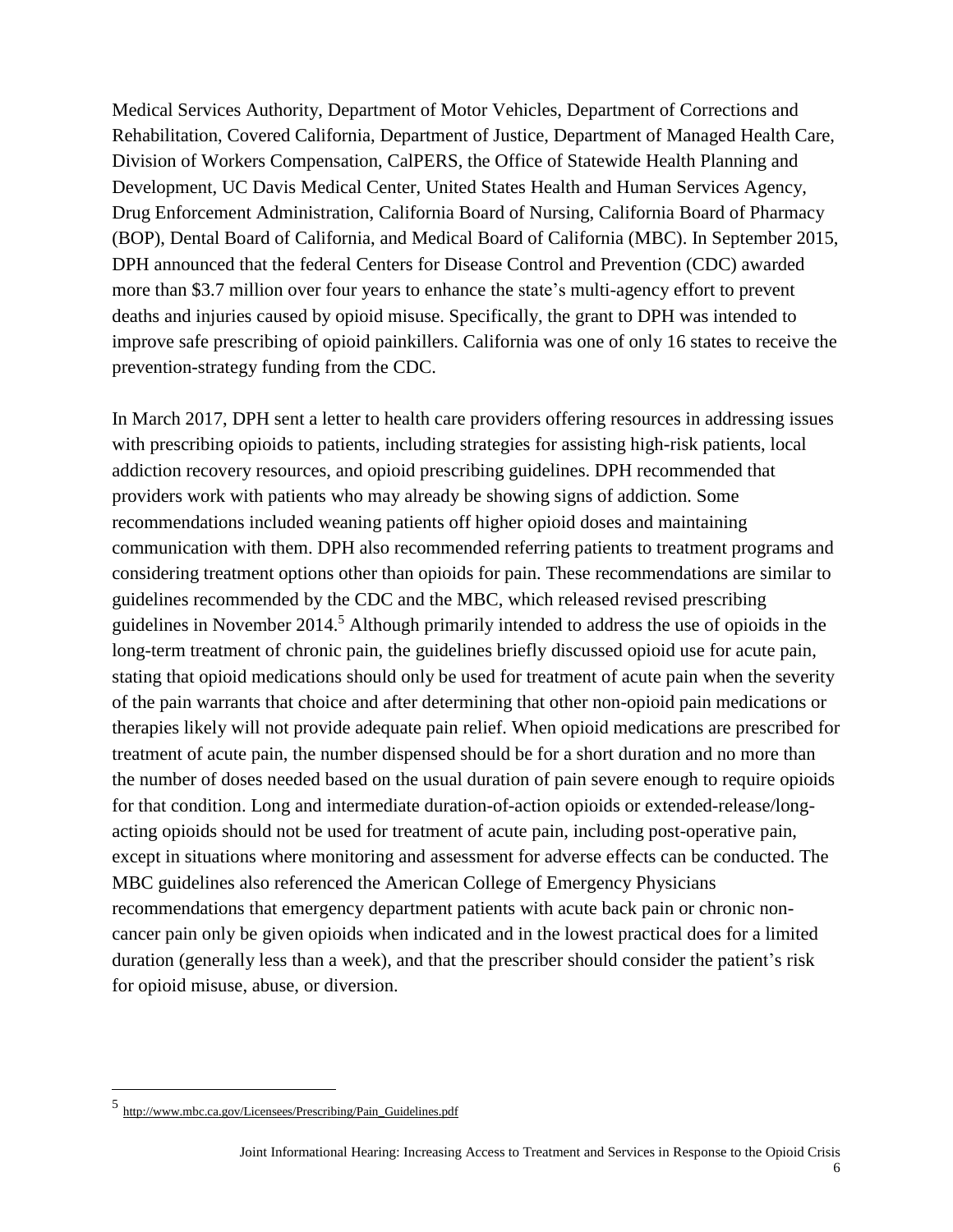Medical Services Authority, Department of Motor Vehicles, Department of Corrections and Rehabilitation, Covered California, Department of Justice, Department of Managed Health Care, Division of Workers Compensation, CalPERS, the Office of Statewide Health Planning and Development, UC Davis Medical Center, United States Health and Human Services Agency, Drug Enforcement Administration, California Board of Nursing, California Board of Pharmacy (BOP), Dental Board of California, and Medical Board of California (MBC). In September 2015, DPH announced that the federal Centers for Disease Control and Prevention (CDC) awarded more than $3.7 million over four years to enhance the state's multi-agency effort to prevent deaths and injuries caused by opioid misuse. Specifically, the grant to DPH was intended to improve safe prescribing of opioid painkillers. California was one of only 16 states to receive the prevention-strategy funding from the CDC.

In March 2017, DPH sent a letter to health care providers offering resources in addressing issues with prescribing opioids to patients, including strategies for assisting high-risk patients, local addiction recovery resources, and opioid prescribing guidelines. DPH recommended that providers work with patients who may already be showing signs of addiction. Some recommendations included weaning patients off higher opioid doses and maintaining communication with them. DPH also recommended referring patients to treatment programs and considering treatment options other than opioids for pain. These recommendations are similar to guidelines recommended by the CDC and the MBC, which released revised prescribing guidelines in November 2014.[5] Although primarily intended to address the use of opioids in the long-term treatment of chronic pain, the guidelines briefly discussed opioid use for acute pain, stating that opioid medications should only be used for treatment of acute pain when the severity of the pain warrants that choice and after determining that other non-opioid pain medications or therapies likely will not provide adequate pain relief. When opioid medications are prescribed for treatment of acute pain, the number dispensed should be for a short duration and no more than the number of doses needed based on the usual duration of pain severe enough to require opioids for that condition. Long and intermediate duration-of-action opioids or extended-release/long-acting opioids should not be used for treatment of acute pain, including post-operative pain, except in situations where monitoring and assessment for adverse effects can be conducted. The MBC guidelines also referenced the American College of Emergency Physicians recommendations that emergency department patients with acute back pain or chronic non-cancer pain only be given opioids when indicated and in the lowest practical does for a limited duration (generally less than a week), and that the prescriber should consider the patient's risk for opioid misuse, abuse, or diversion.

[5] http://www.mbc.ca.gov/Licensees/Prescribing/Pain_Guidelines.pdf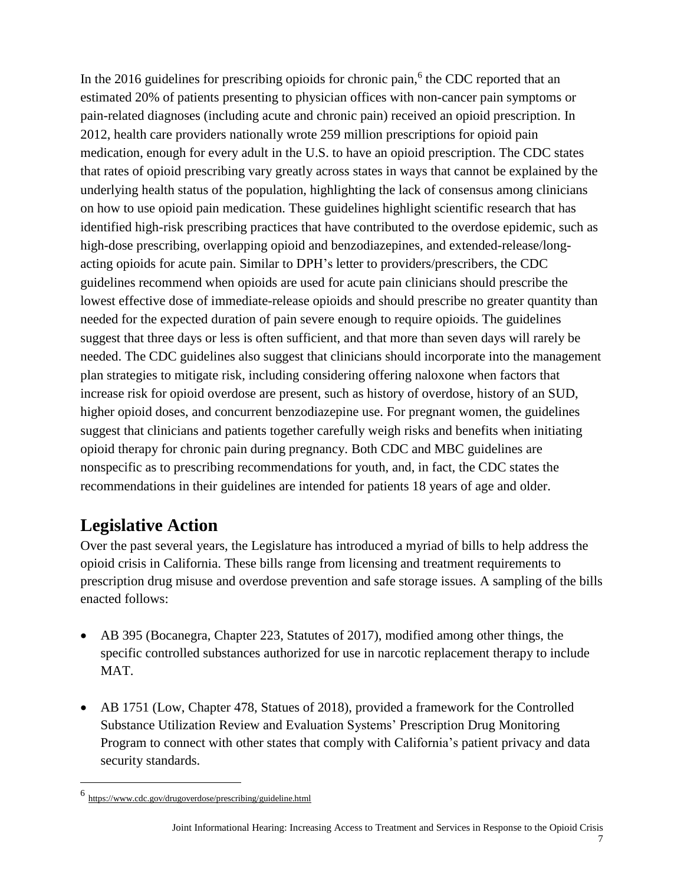In the 2016 guidelines for prescribing opioids for chronic pain,[6] the CDC reported that an estimated 20% of patients presenting to physician offices with non-cancer pain symptoms or pain-related diagnoses (including acute and chronic pain) received an opioid prescription. In 2012, health care providers nationally wrote 259 million prescriptions for opioid pain medication, enough for every adult in the U.S. to have an opioid prescription. The CDC states that rates of opioid prescribing vary greatly across states in ways that cannot be explained by the underlying health status of the population, highlighting the lack of consensus among clinicians on how to use opioid pain medication. These guidelines highlight scientific research that has identified high-risk prescribing practices that have contributed to the overdose epidemic, such as high-dose prescribing, overlapping opioid and benzodiazepines, and extended-release/long-acting opioids for acute pain. Similar to DPH's letter to providers/prescribers, the CDC guidelines recommend when opioids are used for acute pain clinicians should prescribe the lowest effective dose of immediate-release opioids and should prescribe no greater quantity than needed for the expected duration of pain severe enough to require opioids. The guidelines suggest that three days or less is often sufficient, and that more than seven days will rarely be needed. The CDC guidelines also suggest that clinicians should incorporate into the management plan strategies to mitigate risk, including considering offering naloxone when factors that increase risk for opioid overdose are present, such as history of overdose, history of an SUD, higher opioid doses, and concurrent benzodiazepine use. For pregnant women, the guidelines suggest that clinicians and patients together carefully weigh risks and benefits when initiating opioid therapy for chronic pain during pregnancy. Both CDC and MBC guidelines are nonspecific as to prescribing recommendations for youth, and, in fact, the CDC states the recommendations in their guidelines are intended for patients 18 years of age and older.

## Legislative Action

Over the past several years, the Legislature has introduced a myriad of bills to help address the opioid crisis in California. These bills range from licensing and treatment requirements to prescription drug misuse and overdose prevention and safe storage issues. A sampling of the bills enacted follows:

- AB 395 (Bocanegra, Chapter 223, Statutes of 2017), modified among other things, the specific controlled substances authorized for use in narcotic replacement therapy to include MAT.

- AB 1751 (Low, Chapter 478, Statues of 2018), provided a framework for the Controlled Substance Utilization Review and Evaluation Systems' Prescription Drug Monitoring Program to connect with other states that comply with California's patient privacy and data security standards.

---

[6] https://www.cdc.gov/drugoverdose/prescribing/guideline.html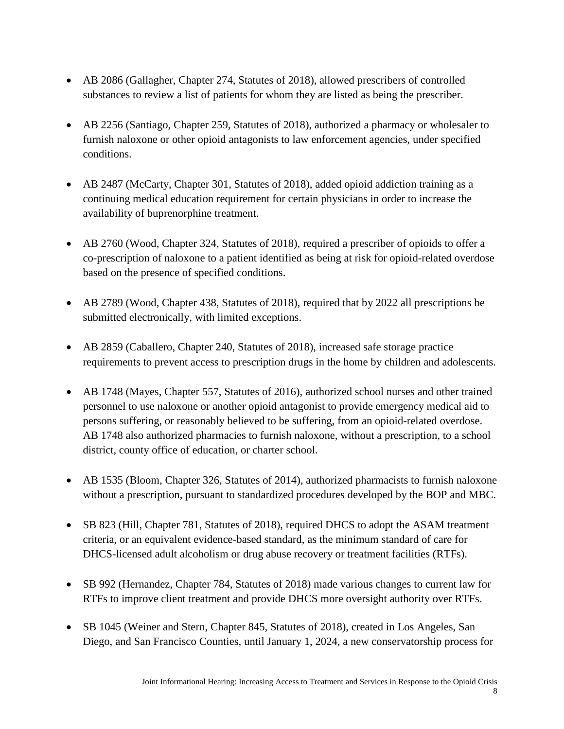- AB 2086 (Gallagher, Chapter 274, Statutes of 2018), allowed prescribers of controlled substances to review a list of patients for whom they are listed as being the prescriber.

- AB 2256 (Santiago, Chapter 259, Statutes of 2018), authorized a pharmacy or wholesaler to furnish naloxone or other opioid antagonists to law enforcement agencies, under specified conditions.

- AB 2487 (McCarty, Chapter 301, Statutes of 2018), added opioid addiction training as a continuing medical education requirement for certain physicians in order to increase the availability of buprenorphine treatment.

- AB 2760 (Wood, Chapter 324, Statutes of 2018), required a prescriber of opioids to offer a co-prescription of naloxone to a patient identified as being at risk for opioid-related overdose based on the presence of specified conditions.

- AB 2789 (Wood, Chapter 438, Statutes of 2018), required that by 2022 all prescriptions be submitted electronically, with limited exceptions.

- AB 2859 (Caballero, Chapter 240, Statutes of 2018), increased safe storage practice requirements to prevent access to prescription drugs in the home by children and adolescents.

- AB 1748 (Mayes, Chapter 557, Statutes of 2016), authorized school nurses and other trained personnel to use naloxone or another opioid antagonist to provide emergency medical aid to persons suffering, or reasonably believed to be suffering, from an opioid-related overdose. AB 1748 also authorized pharmacies to furnish naloxone, without a prescription, to a school district, county office of education, or charter school.

- AB 1535 (Bloom, Chapter 326, Statutes of 2014), authorized pharmacists to furnish naloxone without a prescription, pursuant to standardized procedures developed by the BOP and MBC.

- SB 823 (Hill, Chapter 781, Statutes of 2018), required DHCS to adopt the ASAM treatment criteria, or an equivalent evidence-based standard, as the minimum standard of care for DHCS-licensed adult alcoholism or drug abuse recovery or treatment facilities (RTFs).

- SB 992 (Hernandez, Chapter 784, Statutes of 2018) made various changes to current law for RTFs to improve client treatment and provide DHCS more oversight authority over RTFs.

- SB 1045 (Weiner and Stern, Chapter 845, Statutes of 2018), created in Los Angeles, San Diego, and San Francisco Counties, until January 1, 2024, a new conservatorship process for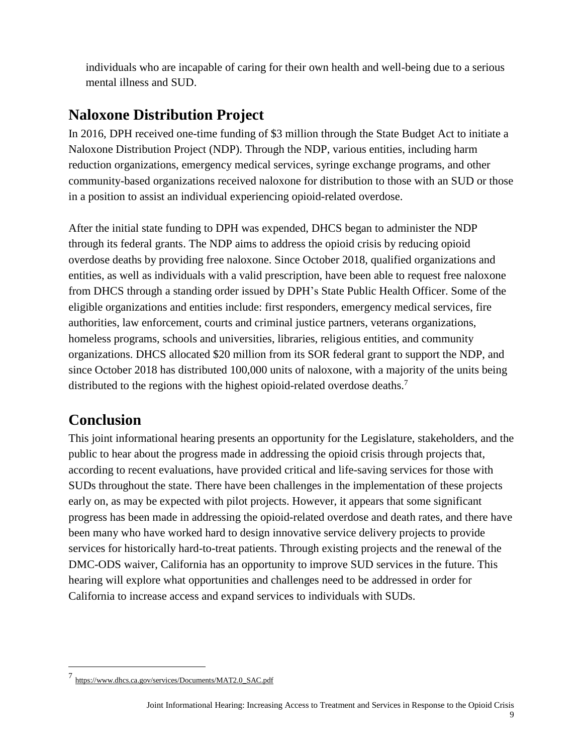individuals who are incapable of caring for their own health and well-being due to a serious mental illness and SUD.

## Naloxone Distribution Project

In 2016, DPH received one-time funding of $3 million through the State Budget Act to initiate a Naloxone Distribution Project (NDP). Through the NDP, various entities, including harm reduction organizations, emergency medical services, syringe exchange programs, and other community-based organizations received naloxone for distribution to those with an SUD or those in a position to assist an individual experiencing opioid-related overdose.

After the initial state funding to DPH was expended, DHCS began to administer the NDP through its federal grants. The NDP aims to address the opioid crisis by reducing opioid overdose deaths by providing free naloxone. Since October 2018, qualified organizations and entities, as well as individuals with a valid prescription, have been able to request free naloxone from DHCS through a standing order issued by DPH's State Public Health Officer. Some of the eligible organizations and entities include: first responders, emergency medical services, fire authorities, law enforcement, courts and criminal justice partners, veterans organizations, homeless programs, schools and universities, libraries, religious entities, and community organizations. DHCS allocated $20 million from its SOR federal grant to support the NDP, and since October 2018 has distributed 100,000 units of naloxone, with a majority of the units being distributed to the regions with the highest opioid-related overdose deaths.[7]

## Conclusion

This joint informational hearing presents an opportunity for the Legislature, stakeholders, and the public to hear about the progress made in addressing the opioid crisis through projects that, according to recent evaluations, have provided critical and life-saving services for those with SUDs throughout the state. There have been challenges in the implementation of these projects early on, as may be expected with pilot projects. However, it appears that some significant progress has been made in addressing the opioid-related overdose and death rates, and there have been many who have worked hard to design innovative service delivery projects to provide services for historically hard-to-treat patients. Through existing projects and the renewal of the DMC-ODS waiver, California has an opportunity to improve SUD services in the future. This hearing will explore what opportunities and challenges need to be addressed in order for California to increase access and expand services to individuals with SUDs.

---

[7] https://www.dhcs.ca.gov/services/Documents/MAT2.0_SAC.pdf